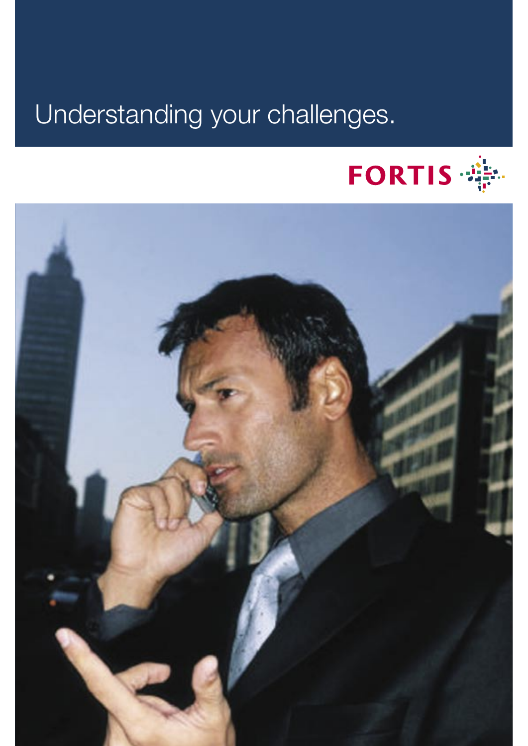# Understanding your challenges.

FORTIS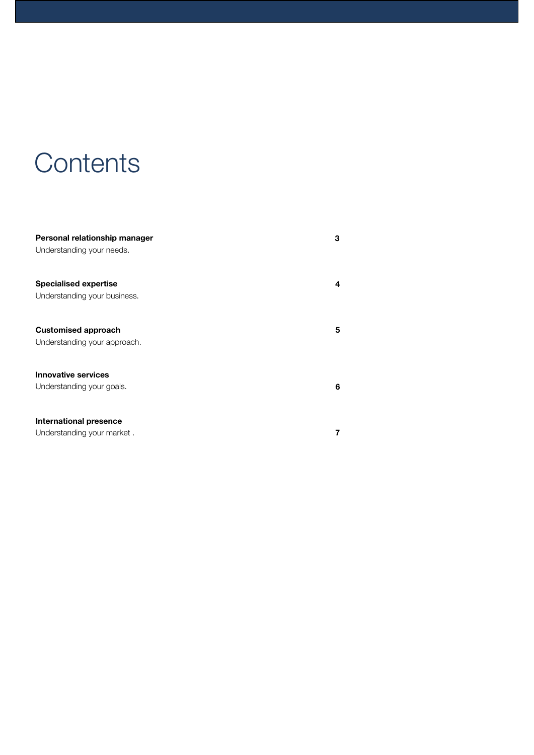# Contents

| | |
|---|---|
| **Personal relationship manager**<br>Understanding your needs. | **3** |
| **Specialised expertise**<br>Understanding your business. | **4** |
| **Customised approach**<br>Understanding your approach. | **5** |
| **Innovative services**<br>Understanding your goals. | **6** |
| **International presence**<br>Understanding your market . | **7** |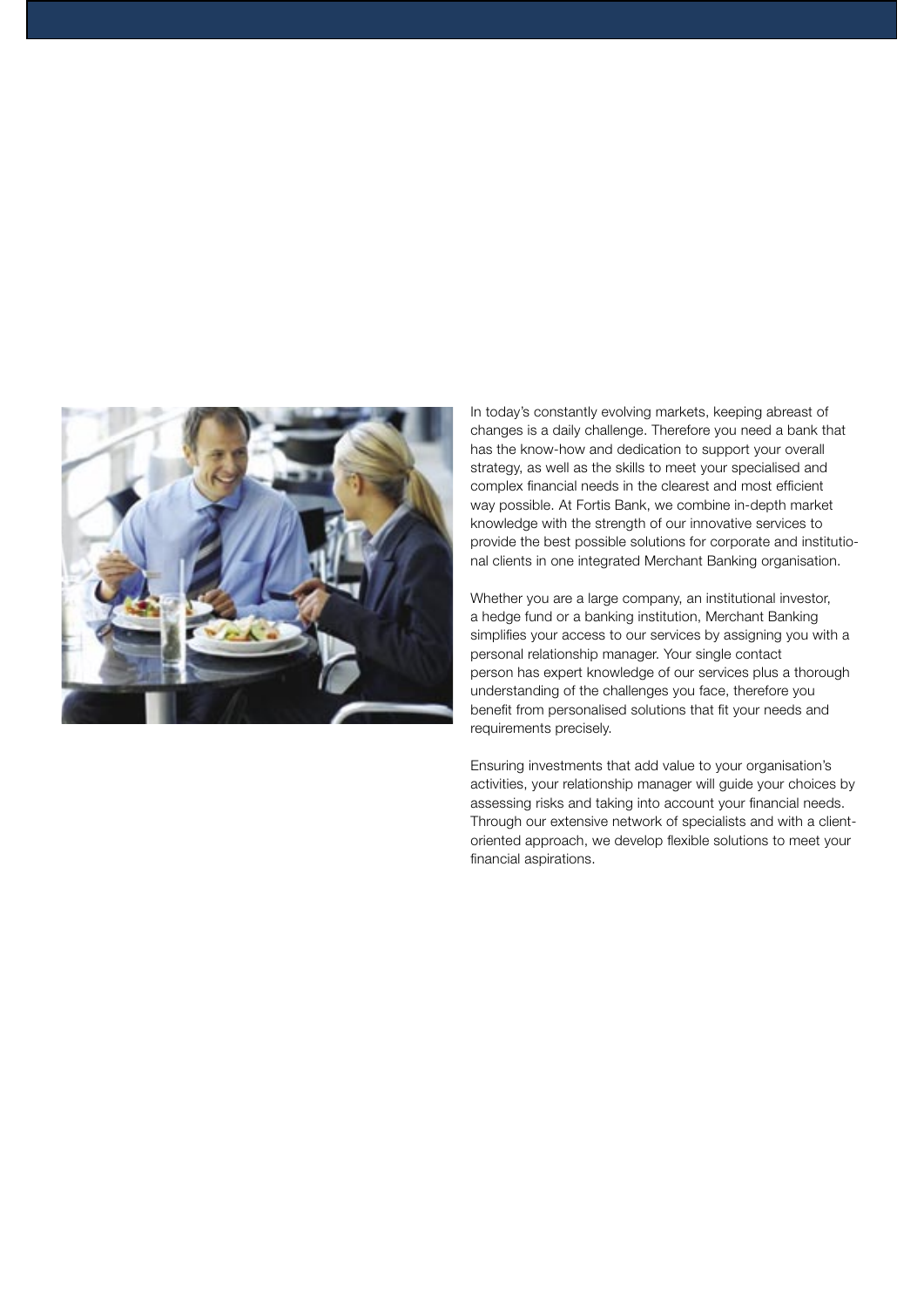In today's constantly evolving markets, keeping abreast of changes is a daily challenge. Therefore you need a bank that has the know-how and dedication to support your overall strategy, as well as the skills to meet your specialised and complex financial needs in the clearest and most efficient way possible. At Fortis Bank, we combine in-depth market knowledge with the strength of our innovative services to provide the best possible solutions for corporate and institutional clients in one integrated Merchant Banking organisation.

Whether you are a large company, an institutional investor, a hedge fund or a banking institution, Merchant Banking simplifies your access to our services by assigning you with a personal relationship manager. Your single contact person has expert knowledge of our services plus a thorough understanding of the challenges you face, therefore you benefit from personalised solutions that fit your needs and requirements precisely.

Ensuring investments that add value to your organisation's activities, your relationship manager will guide your choices by assessing risks and taking into account your financial needs. Through our extensive network of specialists and with a client-oriented approach, we develop flexible solutions to meet your financial aspirations.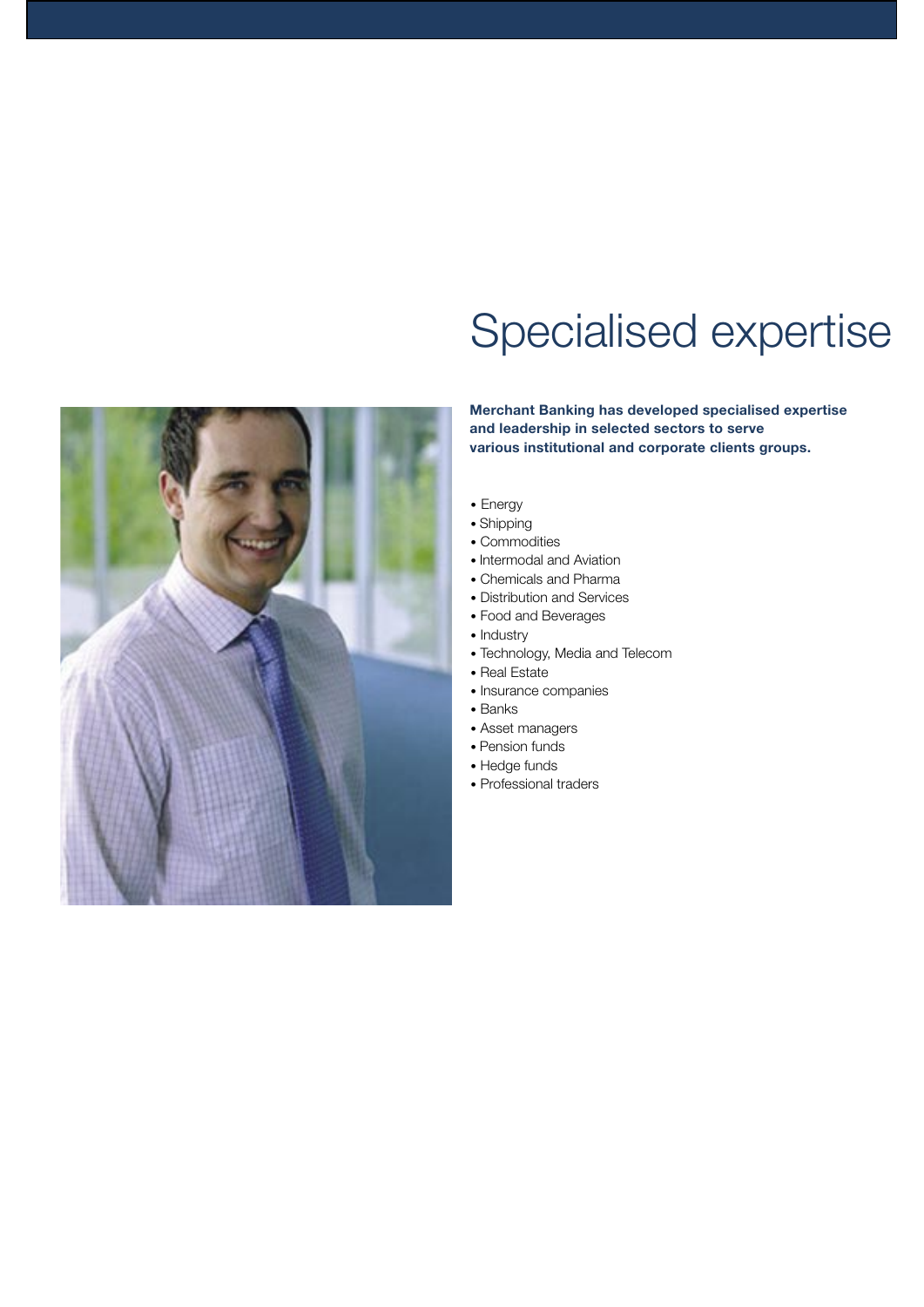# Specialised expertise

**Merchant Banking has developed specialised expertise and leadership in selected sectors to serve various institutional and corporate clients groups.**

- Energy
- Shipping
- Commodities
- Intermodal and Aviation
- Chemicals and Pharma
- Distribution and Services
- Food and Beverages
- Industry
- Technology, Media and Telecom
- Real Estate
- Insurance companies
- Banks
- Asset managers
- Pension funds
- Hedge funds
- Professional traders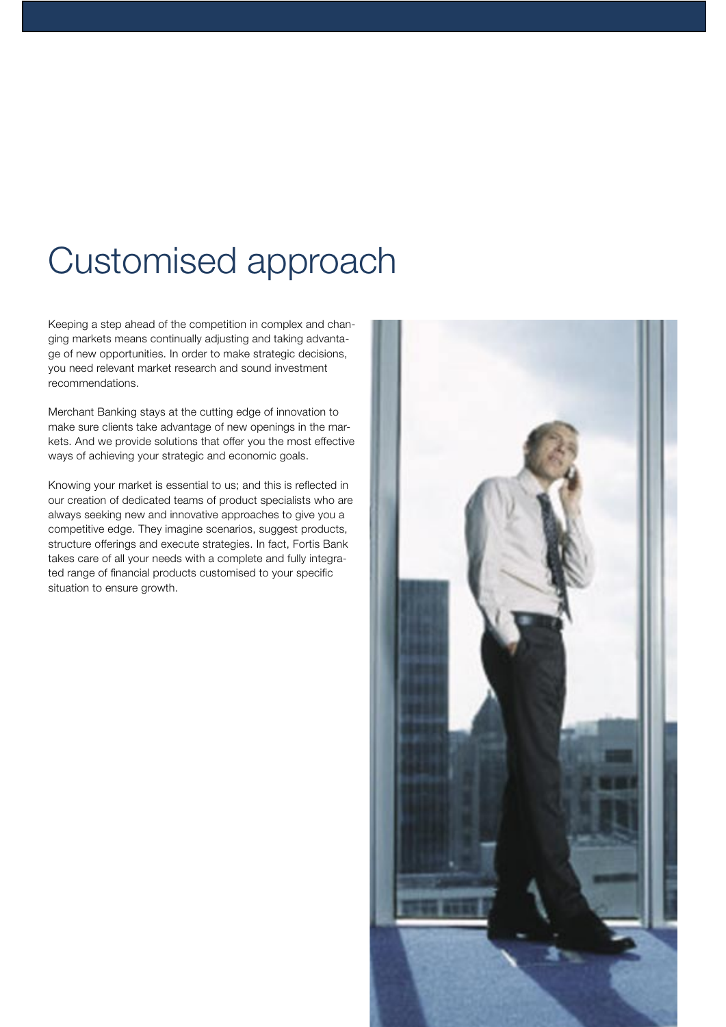# Customised approach

Keeping a step ahead of the competition in complex and changing markets means continually adjusting and taking advantage of new opportunities. In order to make strategic decisions, you need relevant market research and sound investment recommendations.

Merchant Banking stays at the cutting edge of innovation to make sure clients take advantage of new openings in the markets. And we provide solutions that offer you the most effective ways of achieving your strategic and economic goals.

Knowing your market is essential to us; and this is reflected in our creation of dedicated teams of product specialists who are always seeking new and innovative approaches to give you a competitive edge. They imagine scenarios, suggest products, structure offerings and execute strategies. In fact, Fortis Bank takes care of all your needs with a complete and fully integrated range of financial products customised to your specific situation to ensure growth.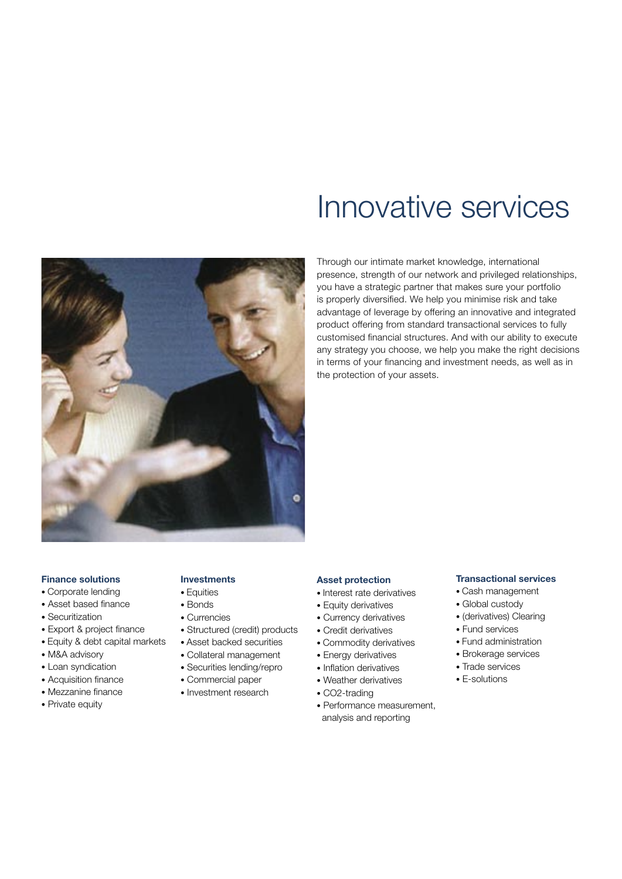# Innovative services

Through our intimate market knowledge, international presence, strength of our network and privileged relationships, you have a strategic partner that makes sure your portfolio is properly diversified. We help you minimise risk and take advantage of leverage by offering an innovative and integrated product offering from standard transactional services to fully customised financial structures. And with our ability to execute any strategy you choose, we help you make the right decisions in terms of your financing and investment needs, as well as in the protection of your assets.

**Finance solutions**

- Corporate lending
- Asset based finance
- Securitization
- Export & project finance
- Equity & debt capital markets
- M&A advisory
- Loan syndication
- Acquisition finance
- Mezzanine finance
- Private equity

**Investments**

- Equities
- Bonds
- Currencies
- Structured (credit) products
- Asset backed securities
- Collateral management
- Securities lending/repro
- Commercial paper
- Investment research

**Asset protection**

- Interest rate derivatives
- Equity derivatives
- Currency derivatives
- Credit derivatives
- Commodity derivatives
- Energy derivatives
- Inflation derivatives
- Weather derivatives
- CO2-trading
- Performance measurement, analysis and reporting

**Transactional services**

- Cash management
- Global custody
- (derivatives) Clearing
- Fund services
- Fund administration
- Brokerage services
- Trade services
- E-solutions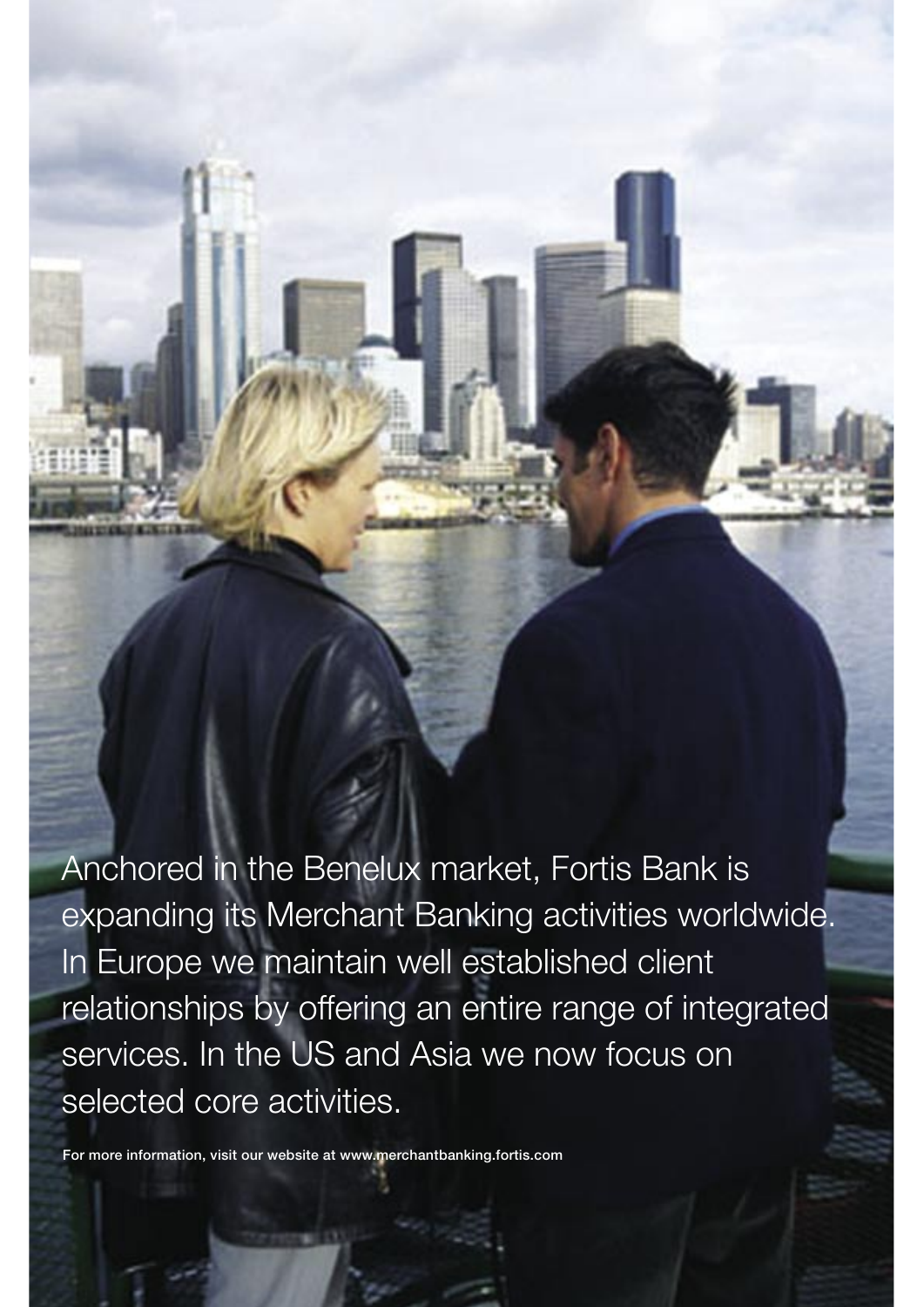Anchored in the Benelux market, Fortis Bank is expanding its Merchant Banking activities worldwide. In Europe we maintain well established client relationships by offering an entire range of integrated services. In the US and Asia we now focus on selected core activities.

For more information, visit our website at www.merchantbanking.fortis.com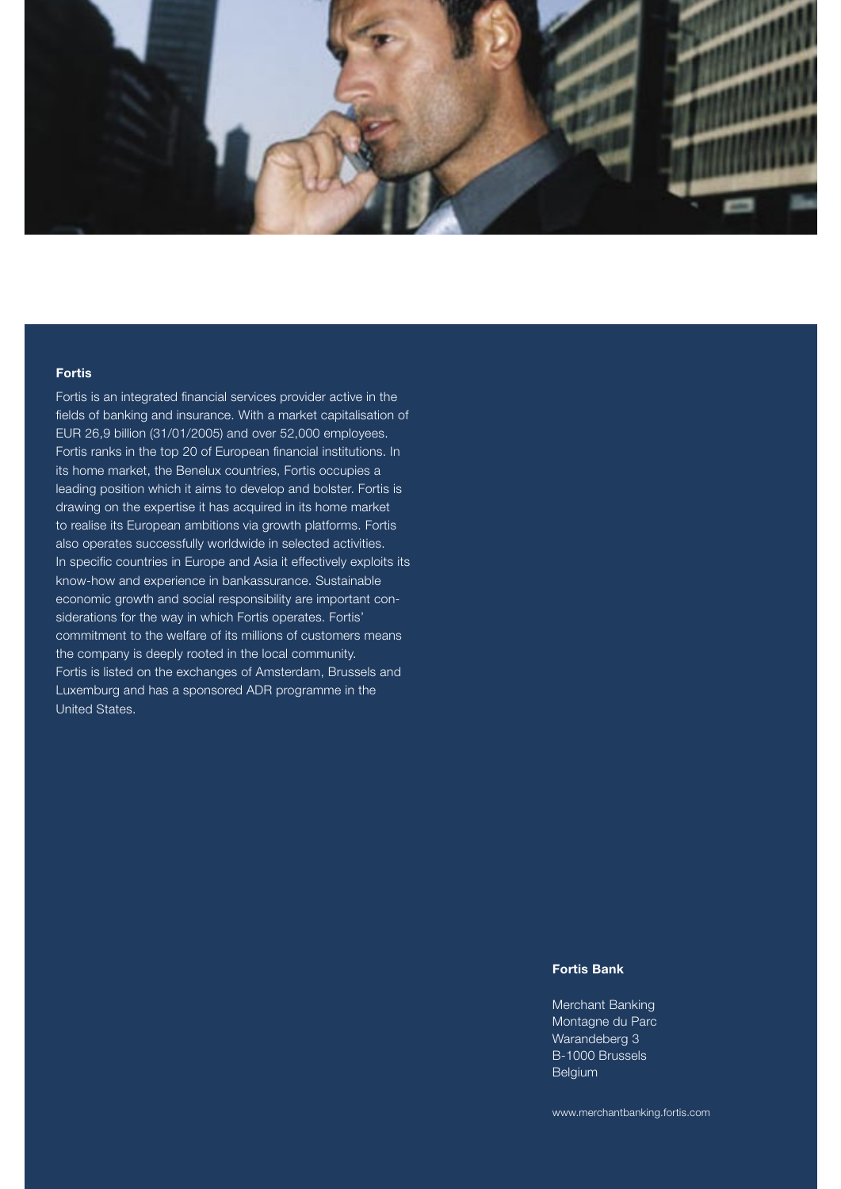**Fortis**

Fortis is an integrated financial services provider active in the fields of banking and insurance. With a market capitalisation of EUR 26,9 billion (31/01/2005) and over 52,000 employees. Fortis ranks in the top 20 of European financial institutions. In its home market, the Benelux countries, Fortis occupies a leading position which it aims to develop and bolster. Fortis is drawing on the expertise it has acquired in its home market to realise its European ambitions via growth platforms. Fortis also operates successfully worldwide in selected activities. In specific countries in Europe and Asia it effectively exploits its know-how and experience in bankassurance. Sustainable economic growth and social responsibility are important considerations for the way in which Fortis operates. Fortis' commitment to the welfare of its millions of customers means the company is deeply rooted in the local community. Fortis is listed on the exchanges of Amsterdam, Brussels and Luxemburg and has a sponsored ADR programme in the United States.

**Fortis Bank**

Merchant Banking
Montagne du Parc
Warandeberg 3
B-1000 Brussels
Belgium

www.merchantbanking.fortis.com